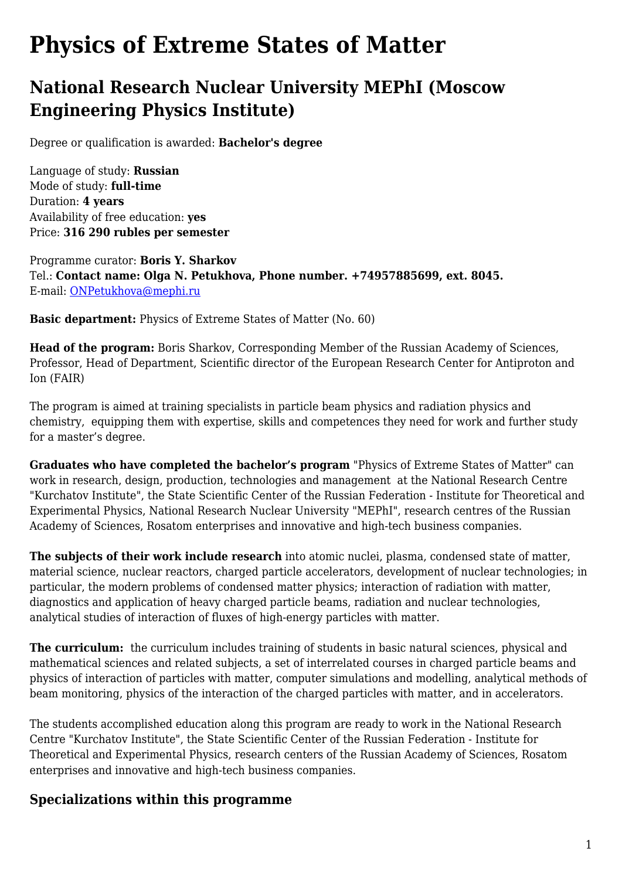# Physics of Extreme States of Matter

## National Research Nuclear University MEPhI (Moscow Engineering Physics Institute)

Degree or qualification is awarded: **Bachelor's degree**

Language of study: **Russian**
Mode of study: **full-time**
Duration: **4 years**
Availability of free education: **yes**
Price: **316 290 rubles per semester**

Programme curator: **Boris Y. Sharkov**
Tel.: **Contact name: Olga N. Petukhova, Phone number. +74957885699, ext. 8045.**
E-mail: ONPetukhova@mephi.ru

**Basic department:** Physics of Extreme States of Matter (No. 60)

**Head of the program:** Boris Sharkov, Corresponding Member of the Russian Academy of Sciences, Professor, Head of Department, Scientific director of the European Research Center for Antiproton and Ion (FAIR)

The program is aimed at training specialists in particle beam physics and radiation physics and chemistry, equipping them with expertise, skills and competences they need for work and further study for a master's degree.

**Graduates who have completed the bachelor's program** "Physics of Extreme States of Matter" can work in research, design, production, technologies and management at the National Research Centre "Kurchatov Institute", the State Scientific Center of the Russian Federation - Institute for Theoretical and Experimental Physics, National Research Nuclear University "MEPhI", research centres of the Russian Academy of Sciences, Rosatom enterprises and innovative and high-tech business companies.

**The subjects of their work include research** into atomic nuclei, plasma, condensed state of matter, material science, nuclear reactors, charged particle accelerators, development of nuclear technologies; in particular, the modern problems of condensed matter physics; interaction of radiation with matter, diagnostics and application of heavy charged particle beams, radiation and nuclear technologies, analytical studies of interaction of fluxes of high-energy particles with matter.

**The curriculum:** the curriculum includes training of students in basic natural sciences, physical and mathematical sciences and related subjects, a set of interrelated courses in charged particle beams and physics of interaction of particles with matter, computer simulations and modelling, analytical methods of beam monitoring, physics of the interaction of the charged particles with matter, and in accelerators.

The students accomplished education along this program are ready to work in the National Research Centre "Kurchatov Institute", the State Scientific Center of the Russian Federation - Institute for Theoretical and Experimental Physics, research centers of the Russian Academy of Sciences, Rosatom enterprises and innovative and high-tech business companies.

### Specializations within this programme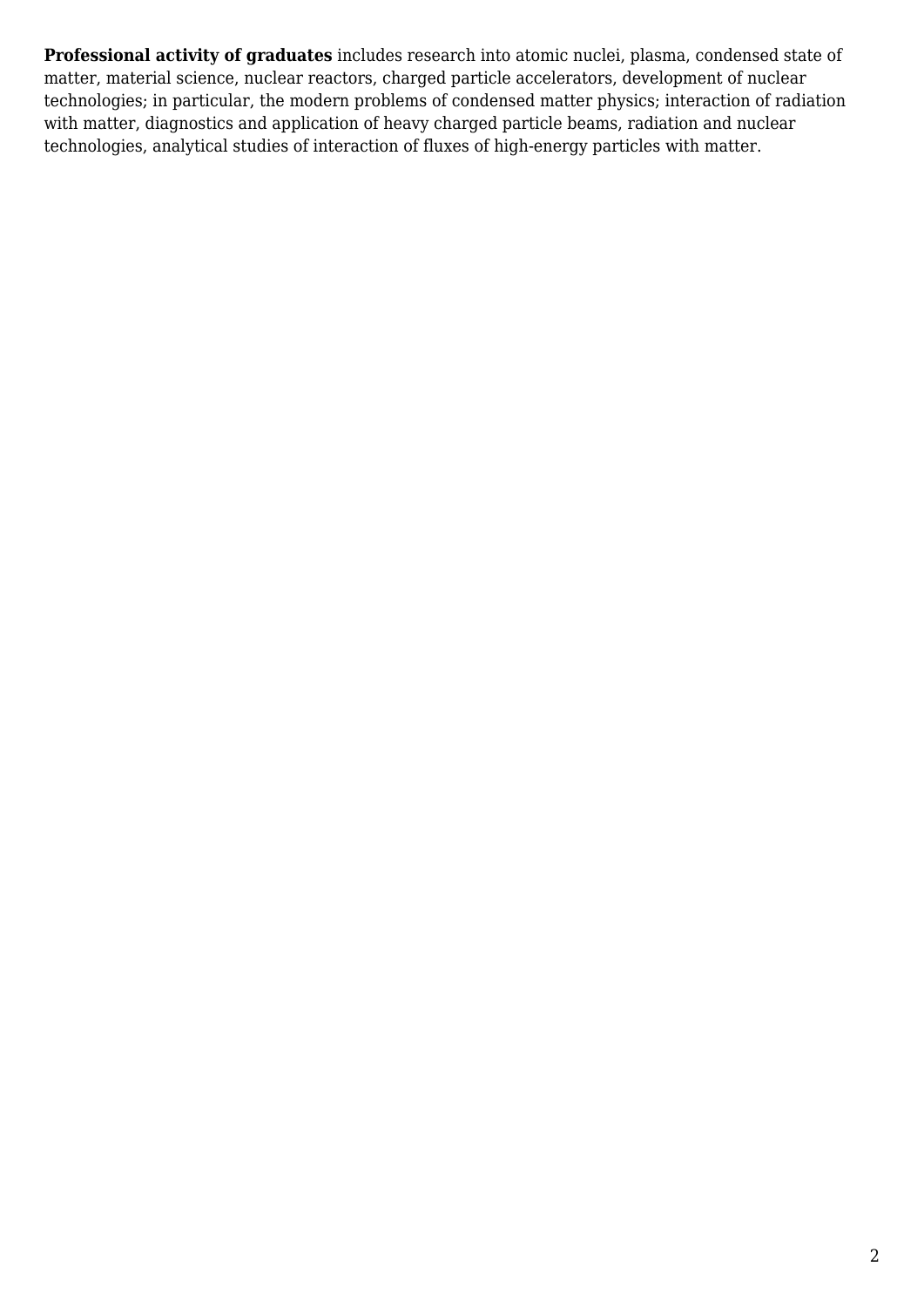**Professional activity of graduates** includes research into atomic nuclei, plasma, condensed state of matter, material science, nuclear reactors, charged particle accelerators, development of nuclear technologies; in particular, the modern problems of condensed matter physics; interaction of radiation with matter, diagnostics and application of heavy charged particle beams, radiation and nuclear technologies, analytical studies of interaction of fluxes of high-energy particles with matter.